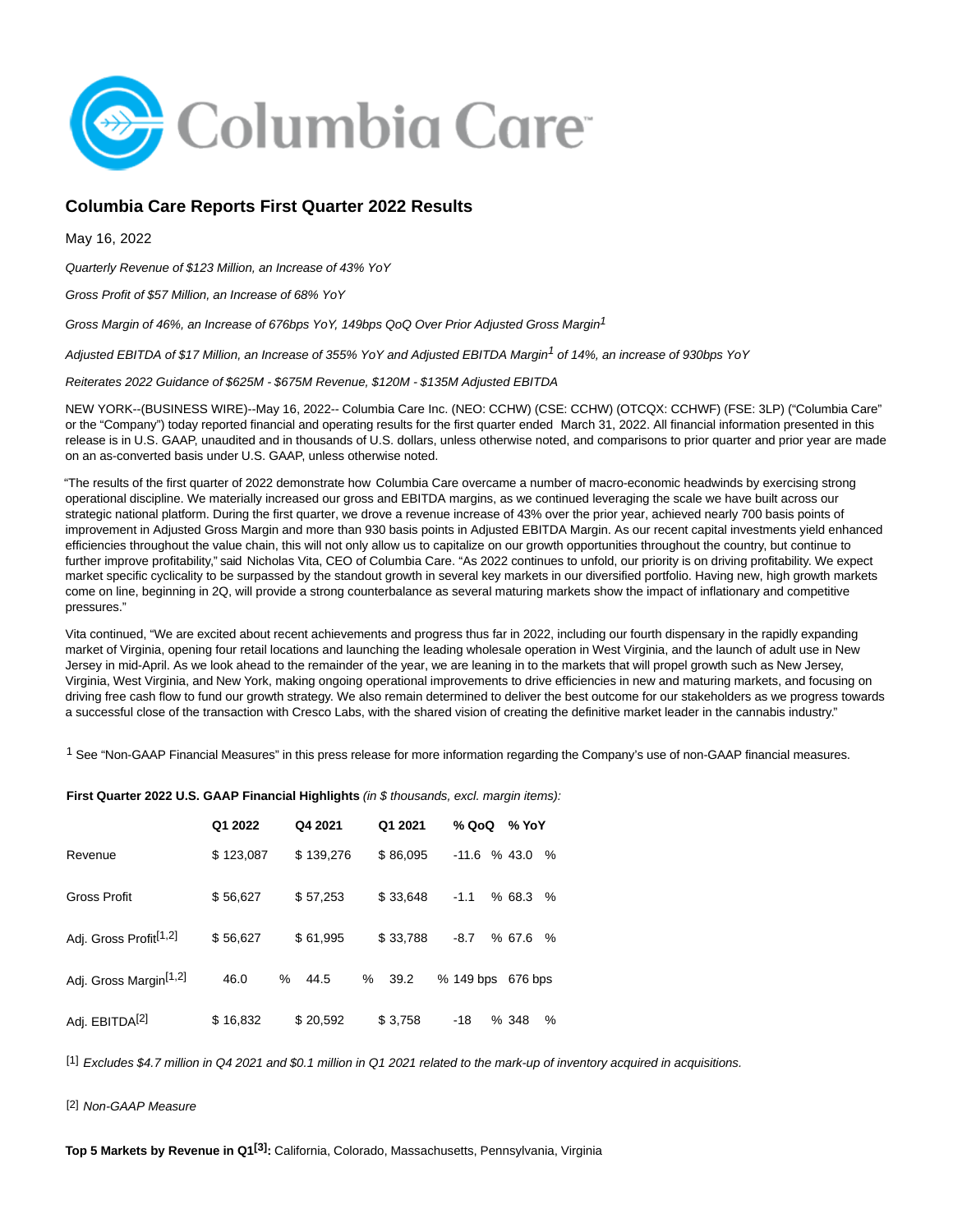# Columbia Care Reports First Quarter 2022 Results

May 16, 2022

*Quarterly Revenue of $123 Million, an Increase of 43% YoY*

*Gross Profit of $57 Million, an Increase of 68% YoY*

*Gross Margin of 46%, an Increase of 676bps YoY, 149bps QoQ Over Prior Adjusted Gross Margin[1]*

*Adjusted EBITDA of $17 Million, an Increase of 355% YoY and Adjusted EBITDA Margin[1] of 14%, an increase of 930bps YoY*

*Reiterates 2022 Guidance of $625M - $675M Revenue, $120M - $135M Adjusted EBITDA*

NEW YORK--(BUSINESS WIRE)--May 16, 2022-- Columbia Care Inc. (NEO: CCHW) (CSE: CCHW) (OTCQX: CCHWF) (FSE: 3LP) ("Columbia Care" or the "Company") today reported financial and operating results for the first quarter ended March 31, 2022. All financial information presented in this release is in U.S. GAAP, unaudited and in thousands of U.S. dollars, unless otherwise noted, and comparisons to prior quarter and prior year are made on an as-converted basis under U.S. GAAP, unless otherwise noted.

"The results of the first quarter of 2022 demonstrate how Columbia Care overcame a number of macro-economic headwinds by exercising strong operational discipline. We materially increased our gross and EBITDA margins, as we continued leveraging the scale we have built across our strategic national platform. During the first quarter, we drove a revenue increase of 43% over the prior year, achieved nearly 700 basis points of improvement in Adjusted Gross Margin and more than 930 basis points in Adjusted EBITDA Margin. As our recent capital investments yield enhanced efficiencies throughout the value chain, this will not only allow us to capitalize on our growth opportunities throughout the country, but continue to further improve profitability," said Nicholas Vita, CEO of Columbia Care. "As 2022 continues to unfold, our priority is on driving profitability. We expect market specific cyclicality to be surpassed by the standout growth in several key markets in our diversified portfolio. Having new, high growth markets come on line, beginning in 2Q, will provide a strong counterbalance as several maturing markets show the impact of inflationary and competitive pressures."

Vita continued, "We are excited about recent achievements and progress thus far in 2022, including our fourth dispensary in the rapidly expanding market of Virginia, opening four retail locations and launching the leading wholesale operation in West Virginia, and the launch of adult use in New Jersey in mid-April. As we look ahead to the remainder of the year, we are leaning in to the markets that will propel growth such as New Jersey, Virginia, West Virginia, and New York, making ongoing operational improvements to drive efficiencies in new and maturing markets, and focusing on driving free cash flow to fund our growth strategy. We also remain determined to deliver the best outcome for our stakeholders as we progress towards a successful close of the transaction with Cresco Labs, with the shared vision of creating the definitive market leader in the cannabis industry."

[1] See "Non-GAAP Financial Measures" in this press release for more information regarding the Company's use of non-GAAP financial measures.

**First Quarter 2022 U.S. GAAP Financial Highlights** *(in $ thousands, excl. margin items):*

| | Q1 2022 | Q4 2021 | Q1 2021 | % QoQ | % YoY |
|---|---|---|---|---|---|
| Revenue | $ 123,087 | $ 139,276 | $ 86,095 | -11.6 % | 43.0 % |
| Gross Profit | $ 56,627 | $ 57,253 | $ 33,648 | -1.1 % | 68.3 % |
| Adj. Gross Profit[1,2] | $ 56,627 | $ 61,995 | $ 33,788 | -8.7 % | 67.6 % |
| Adj. Gross Margin[1,2] | 46.0 % | 44.5 % | 39.2 % | 149 bps | 676 bps |
| Adj. EBITDA[2] | $ 16,832 | $ 20,592 | $ 3,758 | -18 % | 348 % |

[1] *Excludes $4.7 million in Q4 2021 and $0.1 million in Q1 2021 related to the mark-up of inventory acquired in acquisitions.*

[2] *Non-GAAP Measure*

**Top 5 Markets by Revenue in Q1[3]:** California, Colorado, Massachusetts, Pennsylvania, Virginia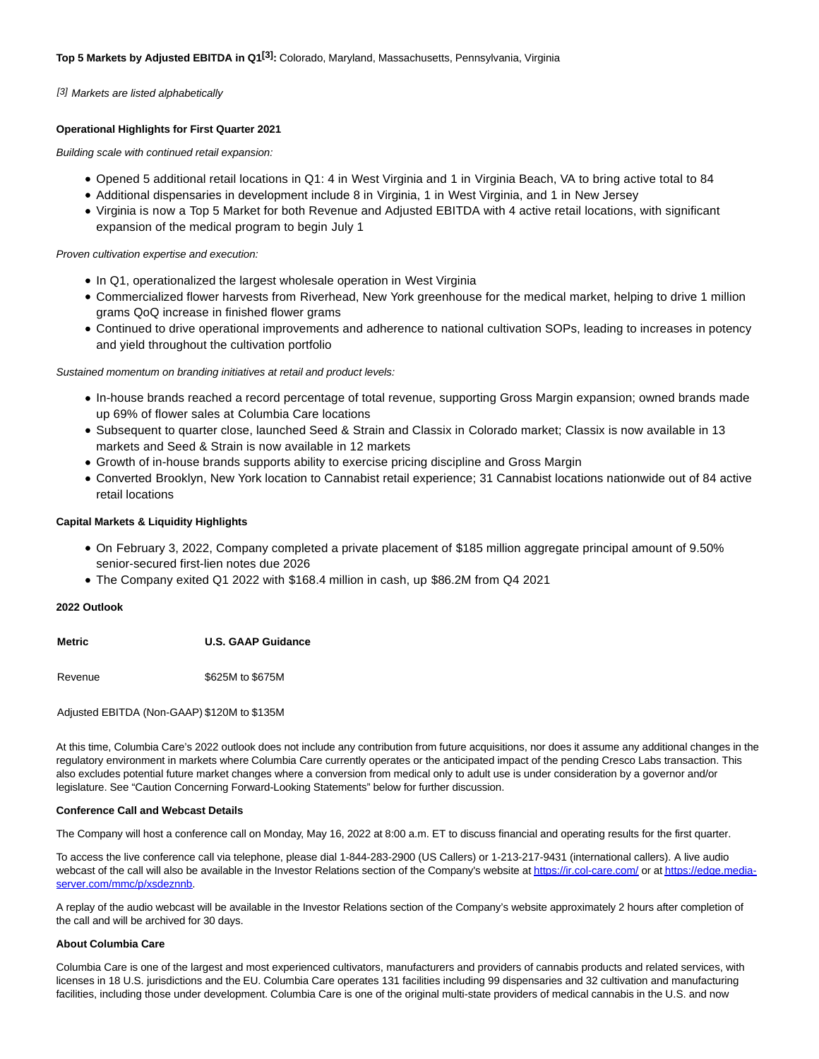**Top 5 Markets by Adjusted EBITDA in Q1[3]:** Colorado, Maryland, Massachusetts, Pennsylvania, Virginia

[3] *Markets are listed alphabetically*

**Operational Highlights for First Quarter 2021**

*Building scale with continued retail expansion:*

- Opened 5 additional retail locations in Q1: 4 in West Virginia and 1 in Virginia Beach, VA to bring active total to 84
- Additional dispensaries in development include 8 in Virginia, 1 in West Virginia, and 1 in New Jersey
- Virginia is now a Top 5 Market for both Revenue and Adjusted EBITDA with 4 active retail locations, with significant expansion of the medical program to begin July 1

*Proven cultivation expertise and execution:*

- In Q1, operationalized the largest wholesale operation in West Virginia
- Commercialized flower harvests from Riverhead, New York greenhouse for the medical market, helping to drive 1 million grams QoQ increase in finished flower grams
- Continued to drive operational improvements and adherence to national cultivation SOPs, leading to increases in potency and yield throughout the cultivation portfolio

*Sustained momentum on branding initiatives at retail and product levels:*

- In-house brands reached a record percentage of total revenue, supporting Gross Margin expansion; owned brands made up 69% of flower sales at Columbia Care locations
- Subsequent to quarter close, launched Seed & Strain and Classix in Colorado market; Classix is now available in 13 markets and Seed & Strain is now available in 12 markets
- Growth of in-house brands supports ability to exercise pricing discipline and Gross Margin
- Converted Brooklyn, New York location to Cannabist retail experience; 31 Cannabist locations nationwide out of 84 active retail locations

**Capital Markets & Liquidity Highlights**

- On February 3, 2022, Company completed a private placement of $185 million aggregate principal amount of 9.50% senior-secured first-lien notes due 2026
- The Company exited Q1 2022 with $168.4 million in cash, up $86.2M from Q4 2021

**2022 Outlook**

| Metric | U.S. GAAP Guidance |
|---|---|
| Revenue | $625M to $675M |
| Adjusted EBITDA (Non-GAAP) | $120M to $135M |

At this time, Columbia Care's 2022 outlook does not include any contribution from future acquisitions, nor does it assume any additional changes in the regulatory environment in markets where Columbia Care currently operates or the anticipated impact of the pending Cresco Labs transaction. This also excludes potential future market changes where a conversion from medical only to adult use is under consideration by a governor and/or legislature. See "Caution Concerning Forward-Looking Statements" below for further discussion.

**Conference Call and Webcast Details**

The Company will host a conference call on Monday, May 16, 2022 at 8:00 a.m. ET to discuss financial and operating results for the first quarter.

To access the live conference call via telephone, please dial 1-844-283-2900 (US Callers) or 1-213-217-9431 (international callers). A live audio webcast of the call will also be available in the Investor Relations section of the Company's website at https://ir.col-care.com/ or at https://edge.media-server.com/mmc/p/xsdeznnb.

A replay of the audio webcast will be available in the Investor Relations section of the Company's website approximately 2 hours after completion of the call and will be archived for 30 days.

**About Columbia Care**

Columbia Care is one of the largest and most experienced cultivators, manufacturers and providers of cannabis products and related services, with licenses in 18 U.S. jurisdictions and the EU. Columbia Care operates 131 facilities including 99 dispensaries and 32 cultivation and manufacturing facilities, including those under development. Columbia Care is one of the original multi-state providers of medical cannabis in the U.S. and now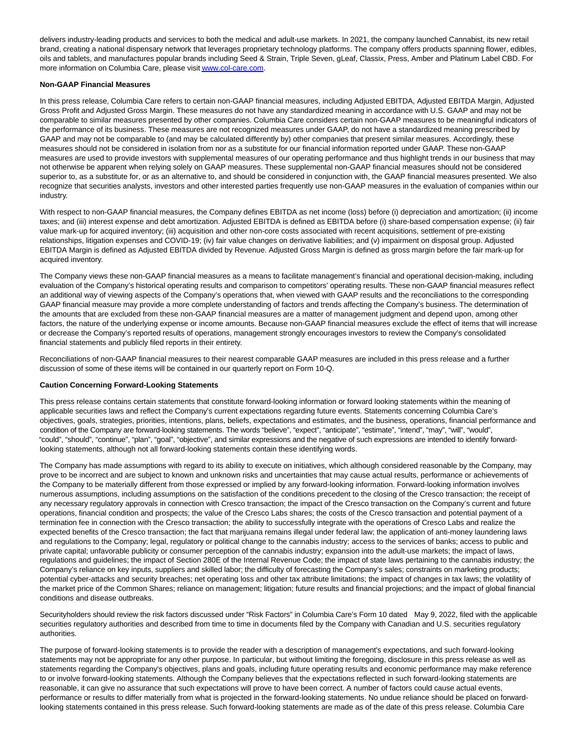delivers industry-leading products and services to both the medical and adult-use markets. In 2021, the company launched Cannabist, its new retail brand, creating a national dispensary network that leverages proprietary technology platforms. The company offers products spanning flower, edibles, oils and tablets, and manufactures popular brands including Seed & Strain, Triple Seven, gLeaf, Classix, Press, Amber and Platinum Label CBD. For more information on Columbia Care, please visit www.col-care.com.

**Non-GAAP Financial Measures**

In this press release, Columbia Care refers to certain non-GAAP financial measures, including Adjusted EBITDA, Adjusted EBITDA Margin, Adjusted Gross Profit and Adjusted Gross Margin. These measures do not have any standardized meaning in accordance with U.S. GAAP and may not be comparable to similar measures presented by other companies. Columbia Care considers certain non-GAAP measures to be meaningful indicators of the performance of its business. These measures are not recognized measures under GAAP, do not have a standardized meaning prescribed by GAAP and may not be comparable to (and may be calculated differently by) other companies that present similar measures. Accordingly, these measures should not be considered in isolation from nor as a substitute for our financial information reported under GAAP. These non-GAAP measures are used to provide investors with supplemental measures of our operating performance and thus highlight trends in our business that may not otherwise be apparent when relying solely on GAAP measures. These supplemental non-GAAP financial measures should not be considered superior to, as a substitute for, or as an alternative to, and should be considered in conjunction with, the GAAP financial measures presented. We also recognize that securities analysts, investors and other interested parties frequently use non-GAAP measures in the evaluation of companies within our industry.

With respect to non-GAAP financial measures, the Company defines EBITDA as net income (loss) before (i) depreciation and amortization; (ii) income taxes; and (iii) interest expense and debt amortization. Adjusted EBITDA is defined as EBITDA before (i) share-based compensation expense; (ii) fair value mark-up for acquired inventory; (iii) acquisition and other non-core costs associated with recent acquisitions, settlement of pre-existing relationships, litigation expenses and COVID-19; (iv) fair value changes on derivative liabilities; and (v) impairment on disposal group. Adjusted EBITDA Margin is defined as Adjusted EBITDA divided by Revenue. Adjusted Gross Margin is defined as gross margin before the fair mark-up for acquired inventory.

The Company views these non-GAAP financial measures as a means to facilitate management's financial and operational decision-making, including evaluation of the Company's historical operating results and comparison to competitors' operating results. These non-GAAP financial measures reflect an additional way of viewing aspects of the Company's operations that, when viewed with GAAP results and the reconciliations to the corresponding GAAP financial measure may provide a more complete understanding of factors and trends affecting the Company's business. The determination of the amounts that are excluded from these non-GAAP financial measures are a matter of management judgment and depend upon, among other factors, the nature of the underlying expense or income amounts. Because non-GAAP financial measures exclude the effect of items that will increase or decrease the Company's reported results of operations, management strongly encourages investors to review the Company's consolidated financial statements and publicly filed reports in their entirety.

Reconciliations of non-GAAP financial measures to their nearest comparable GAAP measures are included in this press release and a further discussion of some of these items will be contained in our quarterly report on Form 10-Q.

**Caution Concerning Forward-Looking Statements**

This press release contains certain statements that constitute forward-looking information or forward looking statements within the meaning of applicable securities laws and reflect the Company's current expectations regarding future events. Statements concerning Columbia Care's objectives, goals, strategies, priorities, intentions, plans, beliefs, expectations and estimates, and the business, operations, financial performance and condition of the Company are forward-looking statements. The words "believe", "expect", "anticipate", "estimate", "intend", "may", "will", "would", "could", "should", "continue", "plan", "goal", "objective", and similar expressions and the negative of such expressions are intended to identify forward-looking statements, although not all forward-looking statements contain these identifying words.

The Company has made assumptions with regard to its ability to execute on initiatives, which although considered reasonable by the Company, may prove to be incorrect and are subject to known and unknown risks and uncertainties that may cause actual results, performance or achievements of the Company to be materially different from those expressed or implied by any forward-looking information. Forward-looking information involves numerous assumptions, including assumptions on the satisfaction of the conditions precedent to the closing of the Cresco transaction; the receipt of any necessary regulatory approvals in connection with Cresco transaction; the impact of the Cresco transaction on the Company's current and future operations, financial condition and prospects; the value of the Cresco Labs shares; the costs of the Cresco transaction and potential payment of a termination fee in connection with the Cresco transaction; the ability to successfully integrate with the operations of Cresco Labs and realize the expected benefits of the Cresco transaction; the fact that marijuana remains illegal under federal law; the application of anti-money laundering laws and regulations to the Company; legal, regulatory or political change to the cannabis industry; access to the services of banks; access to public and private capital; unfavorable publicity or consumer perception of the cannabis industry; expansion into the adult-use markets; the impact of laws, regulations and guidelines; the impact of Section 280E of the Internal Revenue Code; the impact of state laws pertaining to the cannabis industry; the Company's reliance on key inputs, suppliers and skilled labor; the difficulty of forecasting the Company's sales; constraints on marketing products; potential cyber-attacks and security breaches; net operating loss and other tax attribute limitations; the impact of changes in tax laws; the volatility of the market price of the Common Shares; reliance on management; litigation; future results and financial projections; and the impact of global financial conditions and disease outbreaks.

Securityholders should review the risk factors discussed under "Risk Factors" in Columbia Care's Form 10 dated May 9, 2022, filed with the applicable securities regulatory authorities and described from time to time in documents filed by the Company with Canadian and U.S. securities regulatory authorities.

The purpose of forward-looking statements is to provide the reader with a description of management's expectations, and such forward-looking statements may not be appropriate for any other purpose. In particular, but without limiting the foregoing, disclosure in this press release as well as statements regarding the Company's objectives, plans and goals, including future operating results and economic performance may make reference to or involve forward-looking statements. Although the Company believes that the expectations reflected in such forward-looking statements are reasonable, it can give no assurance that such expectations will prove to have been correct. A number of factors could cause actual events, performance or results to differ materially from what is projected in the forward-looking statements. No undue reliance should be placed on forward-looking statements contained in this press release. Such forward-looking statements are made as of the date of this press release. Columbia Care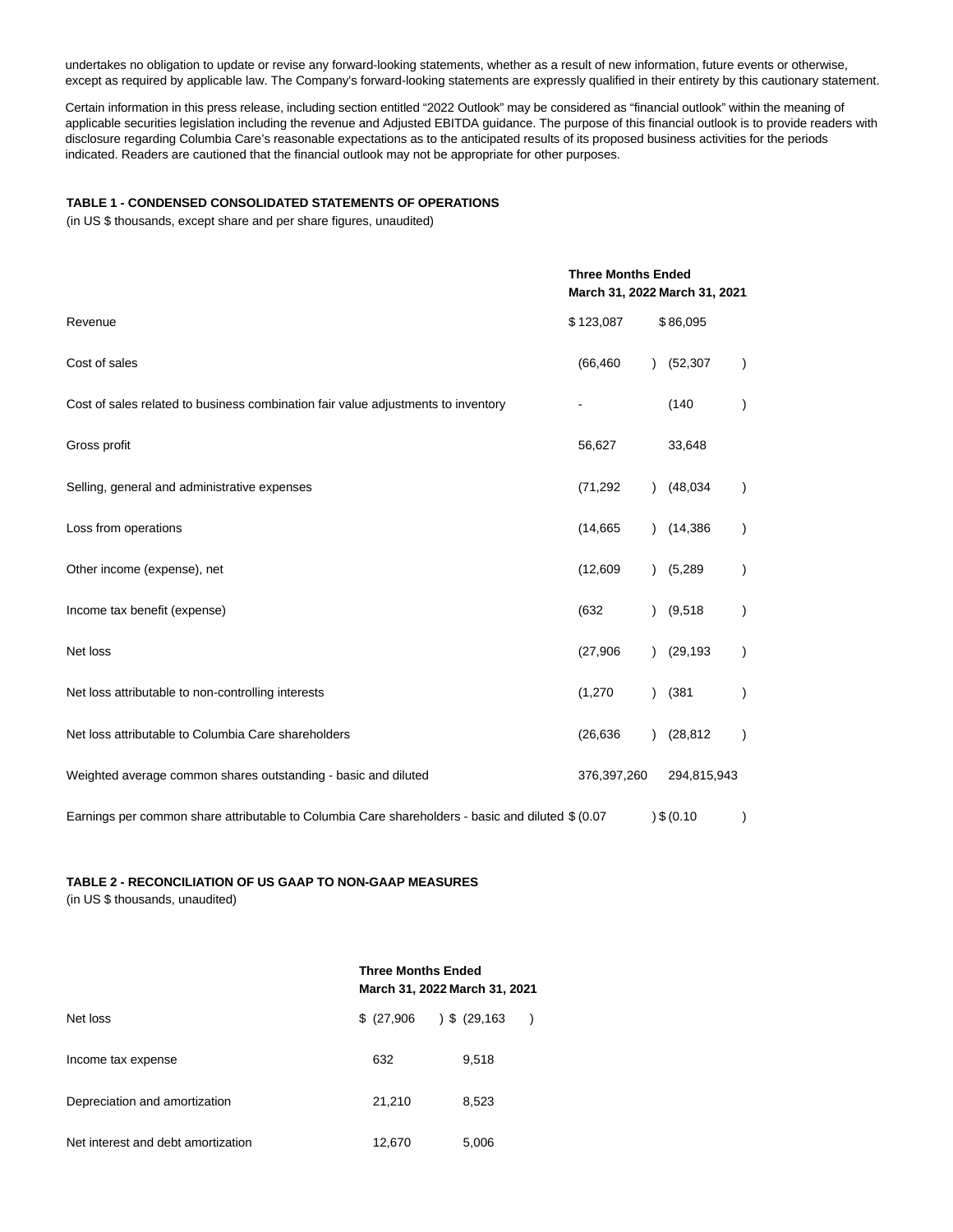undertakes no obligation to update or revise any forward-looking statements, whether as a result of new information, future events or otherwise, except as required by applicable law. The Company's forward-looking statements are expressly qualified in their entirety by this cautionary statement.

Certain information in this press release, including section entitled "2022 Outlook" may be considered as "financial outlook" within the meaning of applicable securities legislation including the revenue and Adjusted EBITDA guidance. The purpose of this financial outlook is to provide readers with disclosure regarding Columbia Care's reasonable expectations as to the anticipated results of its proposed business activities for the periods indicated. Readers are cautioned that the financial outlook may not be appropriate for other purposes.

**TABLE 1 - CONDENSED CONSOLIDATED STATEMENTS OF OPERATIONS**

(in US $ thousands, except share and per share figures, unaudited)

| | Three Months Ended | |
|---|---|---|
| | March 31, 2022 | March 31, 2021 |
| Revenue | $ 123,087 | $ 86,095 |
| Cost of sales | (66,460) | (52,307) |
| Cost of sales related to business combination fair value adjustments to inventory | - | (140) |
| Gross profit | 56,627 | 33,648 |
| Selling, general and administrative expenses | (71,292) | (48,034) |
| Loss from operations | (14,665) | (14,386) |
| Other income (expense), net | (12,609) | (5,289) |
| Income tax benefit (expense) | (632) | (9,518) |
| Net loss | (27,906) | (29,193) |
| Net loss attributable to non-controlling interests | (1,270) | (381) |
| Net loss attributable to Columbia Care shareholders | (26,636) | (28,812) |
| Weighted average common shares outstanding - basic and diluted | 376,397,260 | 294,815,943 |
| Earnings per common share attributable to Columbia Care shareholders - basic and diluted | $ (0.07) | $ (0.10) |

**TABLE 2 - RECONCILIATION OF US GAAP TO NON-GAAP MEASURES**

(in US $ thousands, unaudited)

| | Three Months Ended | |
|---|---|---|
| | March 31, 2022 | March 31, 2021 |
| Net loss | $ (27,906) | $ (29,163) |
| Income tax expense | 632 | 9,518 |
| Depreciation and amortization | 21,210 | 8,523 |
| Net interest and debt amortization | 12,670 | 5,006 |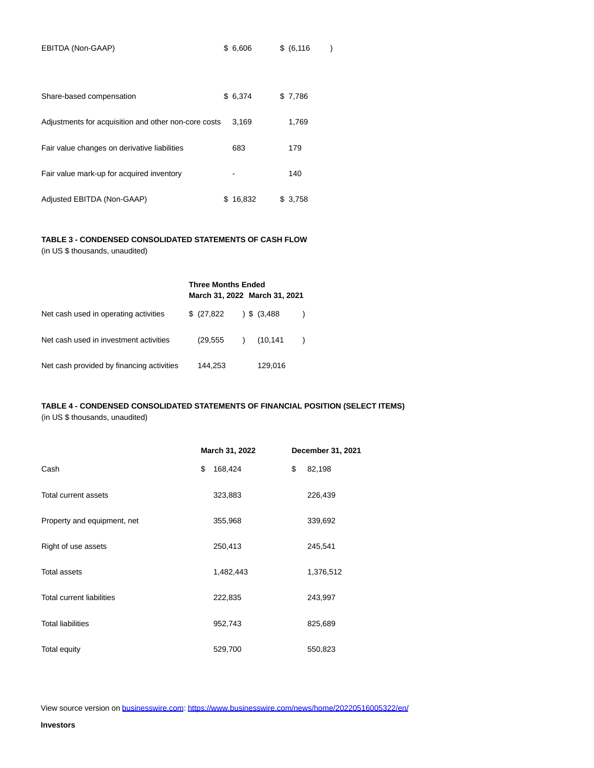| | | |
|---|---|---|
| EBITDA (Non-GAAP) | $ 6,606 | $ (6,116) |
| | | |
| Share-based compensation | $ 6,374 | $ 7,786 |
| Adjustments for acquisition and other non-core costs | 3,169 | 1,769 |
| Fair value changes on derivative liabilities | 683 | 179 |
| Fair value mark-up for acquired inventory | - | 140 |
| Adjusted EBITDA (Non-GAAP) | $ 16,832 | $ 3,758 |

**TABLE 3 - CONDENSED CONSOLIDATED STATEMENTS OF CASH FLOW**
(in US $ thousands, unaudited)

| | Three Months Ended | |
|---|---|---|
| | March 31, 2022 | March 31, 2021 |
| Net cash used in operating activities | $ (27,822) | $ (3,488) |
| Net cash used in investment activities | (29,555) | (10,141) |
| Net cash provided by financing activities | 144,253 | 129,016 |

**TABLE 4 - CONDENSED CONSOLIDATED STATEMENTS OF FINANCIAL POSITION (SELECT ITEMS)**
(in US $ thousands, unaudited)

| | March 31, 2022 | December 31, 2021 |
|---|---|---|
| Cash | $ 168,424 | $ 82,198 |
| Total current assets | 323,883 | 226,439 |
| Property and equipment, net | 355,968 | 339,692 |
| Right of use assets | 250,413 | 245,541 |
| Total assets | 1,482,443 | 1,376,512 |
| Total current liabilities | 222,835 | 243,997 |
| Total liabilities | 952,743 | 825,689 |
| Total equity | 529,700 | 550,823 |

View source version on businesswire.com: https://www.businesswire.com/news/home/20220516005322/en/

**Investors**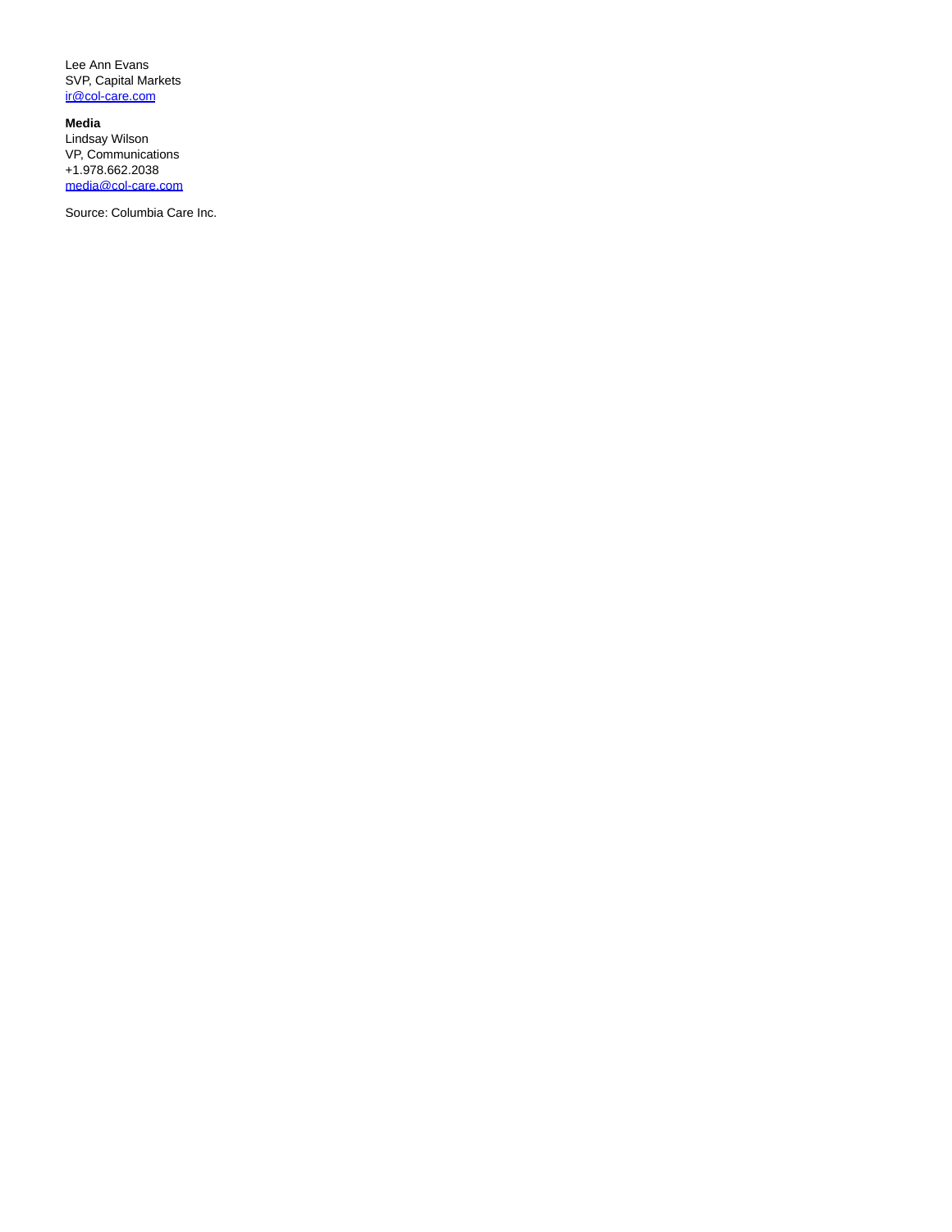Lee Ann Evans
SVP, Capital Markets
ir@col-care.com

**Media**
Lindsay Wilson
VP, Communications
+1.978.662.2038
media@col-care.com

Source: Columbia Care Inc.